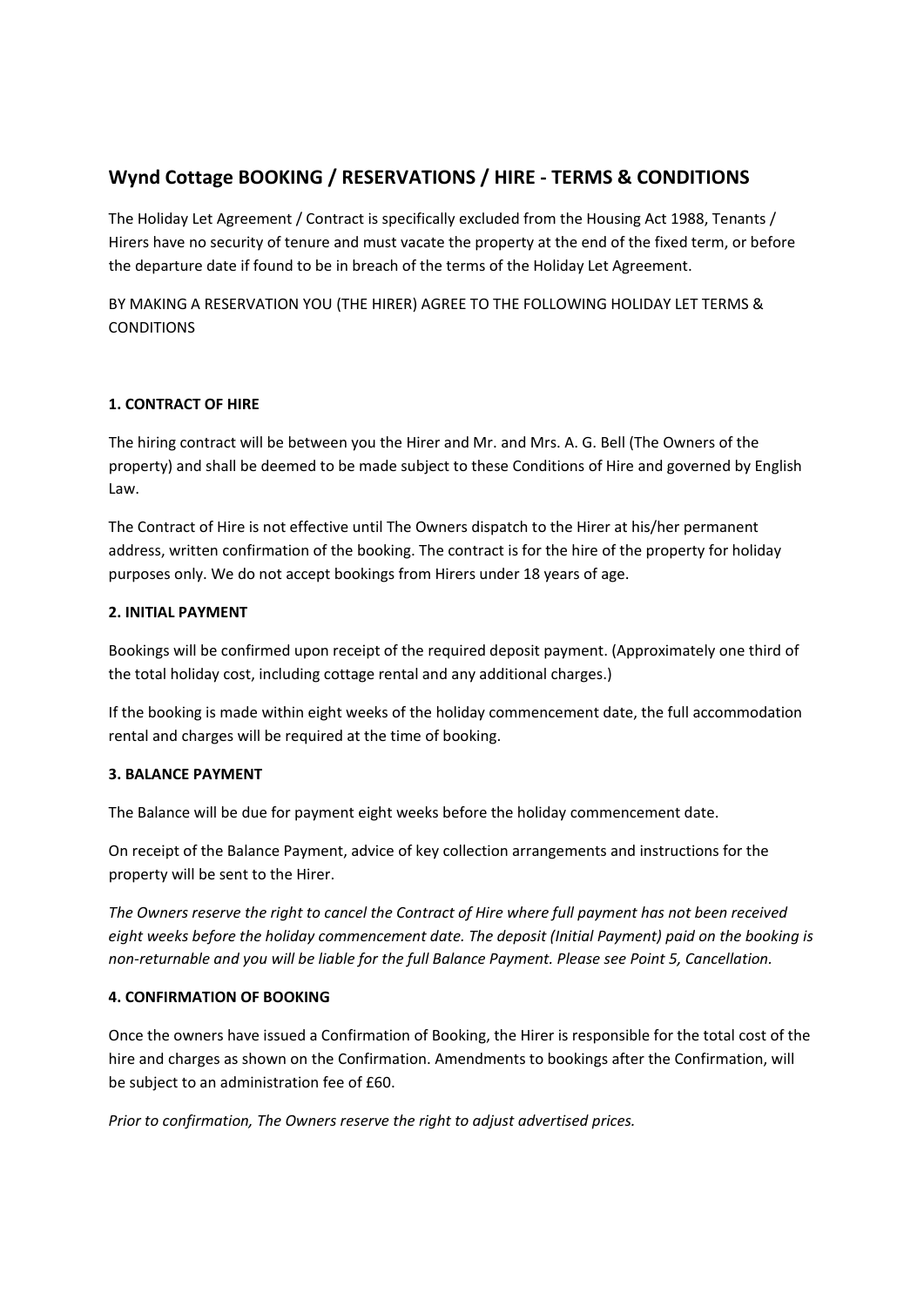# Wynd Cottage BOOKING / RESERVATIONS / HIRE - TERMS & CONDITIONS

The Holiday Let Agreement / Contract is specifically excluded from the Housing Act 1988, Tenants / Hirers have no security of tenure and must vacate the property at the end of the fixed term, or before the departure date if found to be in breach of the terms of the Holiday Let Agreement.

BY MAKING A RESERVATION YOU (THE HIRER) AGREE TO THE FOLLOWING HOLIDAY LET TERMS & CONDITIONS

### 1. CONTRACT OF HIRE

The hiring contract will be between you the Hirer and Mr. and Mrs. A. G. Bell (The Owners of the property) and shall be deemed to be made subject to these Conditions of Hire and governed by English Law.

The Contract of Hire is not effective until The Owners dispatch to the Hirer at his/her permanent address, written confirmation of the booking. The contract is for the hire of the property for holiday purposes only. We do not accept bookings from Hirers under 18 years of age.

### 2. INITIAL PAYMENT

Bookings will be confirmed upon receipt of the required deposit payment. (Approximately one third of the total holiday cost, including cottage rental and any additional charges.)

If the booking is made within eight weeks of the holiday commencement date, the full accommodation rental and charges will be required at the time of booking.

### 3. BALANCE PAYMENT

The Balance will be due for payment eight weeks before the holiday commencement date.

On receipt of the Balance Payment, advice of key collection arrangements and instructions for the property will be sent to the Hirer.

*The Owners reserve the right to cancel the Contract of Hire where full payment has not been received eight weeks before the holiday commencement date. The deposit (Initial Payment) paid on the booking is non-returnable and you will be liable for the full Balance Payment. Please see Point 5, Cancellation.*

### 4. CONFIRMATION OF BOOKING

Once the owners have issued a Confirmation of Booking, the Hirer is responsible for the total cost of the hire and charges as shown on the Confirmation. Amendments to bookings after the Confirmation, will be subject to an administration fee of £60.

*Prior to confirmation, The Owners reserve the right to adjust advertised prices.*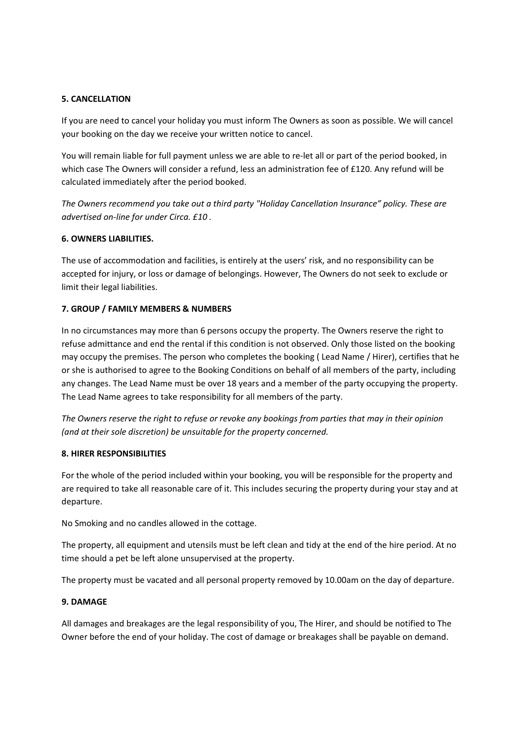**5. CANCELLATION**

If you are need to cancel your holiday you must inform The Owners as soon as possible. We will cancel your booking on the day we receive your written notice to cancel.

You will remain liable for full payment unless we are able to re-let all or part of the period booked, in which case The Owners will consider a refund, less an administration fee of £120. Any refund will be calculated immediately after the period booked.

*The Owners recommend you take out a third party "Holiday Cancellation Insurance" policy. These are advertised on-line for under Circa. £10 .*

**6. OWNERS LIABILITIES.**

The use of accommodation and facilities, is entirely at the users' risk, and no responsibility can be accepted for injury, or loss or damage of belongings. However, The Owners do not seek to exclude or limit their legal liabilities.

**7. GROUP / FAMILY MEMBERS & NUMBERS**

In no circumstances may more than 6 persons occupy the property. The Owners reserve the right to refuse admittance and end the rental if this condition is not observed. Only those listed on the booking may occupy the premises. The person who completes the booking ( Lead Name / Hirer), certifies that he or she is authorised to agree to the Booking Conditions on behalf of all members of the party, including any changes. The Lead Name must be over 18 years and a member of the party occupying the property. The Lead Name agrees to take responsibility for all members of the party.

*The Owners reserve the right to refuse or revoke any bookings from parties that may in their opinion (and at their sole discretion) be unsuitable for the property concerned.*

**8. HIRER RESPONSIBILITIES**

For the whole of the period included within your booking, you will be responsible for the property and are required to take all reasonable care of it. This includes securing the property during your stay and at departure.

No Smoking and no candles allowed in the cottage.

The property, all equipment and utensils must be left clean and tidy at the end of the hire period. At no time should a pet be left alone unsupervised at the property.

The property must be vacated and all personal property removed by 10.00am on the day of departure.

**9. DAMAGE**

All damages and breakages are the legal responsibility of you, The Hirer, and should be notified to The Owner before the end of your holiday. The cost of damage or breakages shall be payable on demand.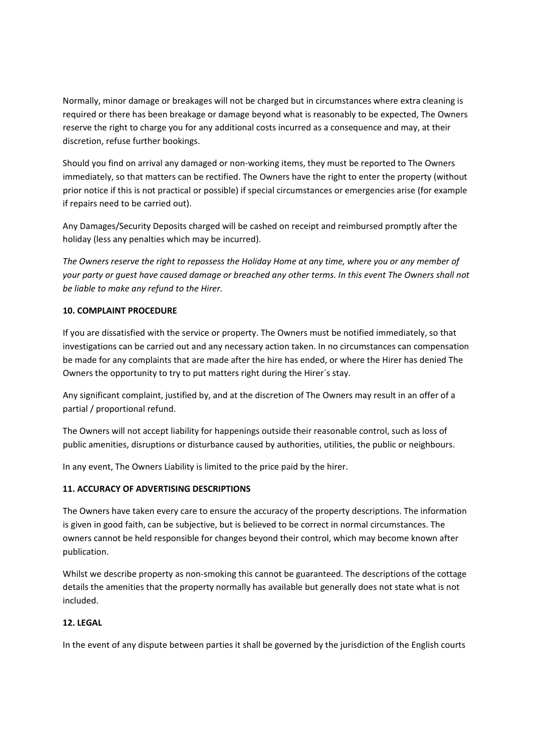Normally, minor damage or breakages will not be charged but in circumstances where extra cleaning is required or there has been breakage or damage beyond what is reasonably to be expected, The Owners reserve the right to charge you for any additional costs incurred as a consequence and may, at their discretion, refuse further bookings.

Should you find on arrival any damaged or non-working items, they must be reported to The Owners immediately, so that matters can be rectified. The Owners have the right to enter the property (without prior notice if this is not practical or possible) if special circumstances or emergencies arise (for example if repairs need to be carried out).

Any Damages/Security Deposits charged will be cashed on receipt and reimbursed promptly after the holiday (less any penalties which may be incurred).

*The Owners reserve the right to repossess the Holiday Home at any time, where you or any member of your party or guest have caused damage or breached any other terms. In this event The Owners shall not be liable to make any refund to the Hirer.*

**10. COMPLAINT PROCEDURE**

If you are dissatisfied with the service or property. The Owners must be notified immediately, so that investigations can be carried out and any necessary action taken. In no circumstances can compensation be made for any complaints that are made after the hire has ended, or where the Hirer has denied The Owners the opportunity to try to put matters right during the Hirer´s stay.

Any significant complaint, justified by, and at the discretion of The Owners may result in an offer of a partial / proportional refund.

The Owners will not accept liability for happenings outside their reasonable control, such as loss of public amenities, disruptions or disturbance caused by authorities, utilities, the public or neighbours.

In any event, The Owners Liability is limited to the price paid by the hirer.

**11. ACCURACY OF ADVERTISING DESCRIPTIONS**

The Owners have taken every care to ensure the accuracy of the property descriptions. The information is given in good faith, can be subjective, but is believed to be correct in normal circumstances. The owners cannot be held responsible for changes beyond their control, which may become known after publication.

Whilst we describe property as non-smoking this cannot be guaranteed. The descriptions of the cottage details the amenities that the property normally has available but generally does not state what is not included.

**12. LEGAL**

In the event of any dispute between parties it shall be governed by the jurisdiction of the English courts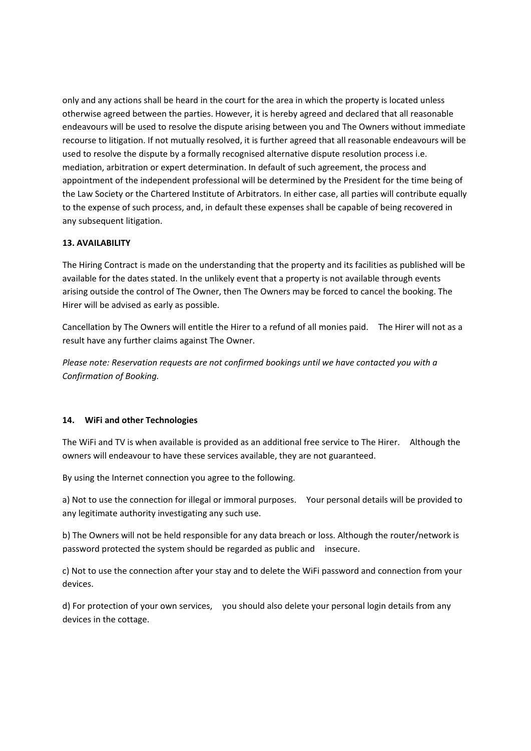only and any actions shall be heard in the court for the area in which the property is located unless otherwise agreed between the parties. However, it is hereby agreed and declared that all reasonable endeavours will be used to resolve the dispute arising between you and The Owners without immediate recourse to litigation. If not mutually resolved, it is further agreed that all reasonable endeavours will be used to resolve the dispute by a formally recognised alternative dispute resolution process i.e. mediation, arbitration or expert determination. In default of such agreement, the process and appointment of the independent professional will be determined by the President for the time being of the Law Society or the Chartered Institute of Arbitrators. In either case, all parties will contribute equally to the expense of such process, and, in default these expenses shall be capable of being recovered in any subsequent litigation.

**13. AVAILABILITY**

The Hiring Contract is made on the understanding that the property and its facilities as published will be available for the dates stated. In the unlikely event that a property is not available through events arising outside the control of The Owner, then The Owners may be forced to cancel the booking. The Hirer will be advised as early as possible.

Cancellation by The Owners will entitle the Hirer to a refund of all monies paid. The Hirer will not as a result have any further claims against The Owner.

*Please note: Reservation requests are not confirmed bookings until we have contacted you with a Confirmation of Booking.*

**14. WiFi and other Technologies**

The WiFi and TV is when available is provided as an additional free service to The Hirer. Although the owners will endeavour to have these services available, they are not guaranteed.

By using the Internet connection you agree to the following.

a) Not to use the connection for illegal or immoral purposes. Your personal details will be provided to any legitimate authority investigating any such use.

b) The Owners will not be held responsible for any data breach or loss. Although the router/network is password protected the system should be regarded as public and insecure.

c) Not to use the connection after your stay and to delete the WiFi password and connection from your devices.

d) For protection of your own services, you should also delete your personal login details from any devices in the cottage.